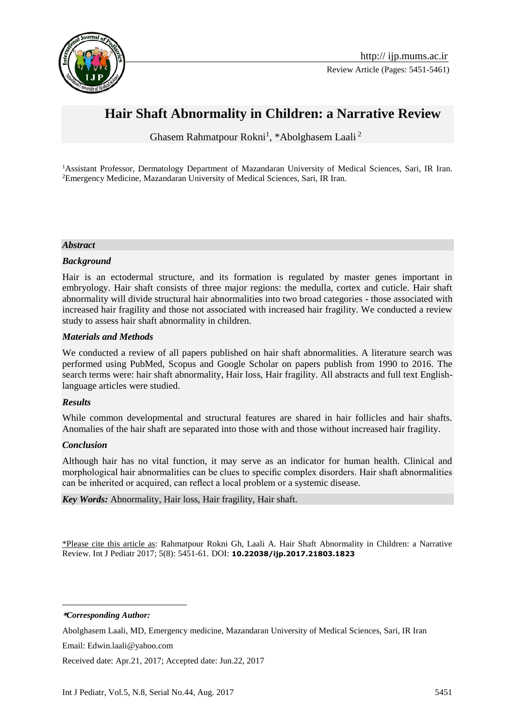http:// ijp.mums.ac.ir

Review Article (Pages: 5451-5461)

# Hair Shaft Abnormality in Children: a Narrative Review

Ghasem Rahmatpour Rokni[1], *Abolghasem Laali [2]

[1]Assistant Professor, Dermatology Department of Mazandaran University of Medical Sciences, Sari, IR Iran.
[2]Emergency Medicine, Mazandaran University of Medical Sciences, Sari, IR Iran.

***Abstract***

***Background***

Hair is an ectodermal structure, and its formation is regulated by master genes important in embryology. Hair shaft consists of three major regions: the medulla, cortex and cuticle. Hair shaft abnormality will divide structural hair abnormalities into two broad categories - those associated with increased hair fragility and those not associated with increased hair fragility. We conducted a review study to assess hair shaft abnormality in children.

***Materials and Methods***

We conducted a review of all papers published on hair shaft abnormalities. A literature search was performed using PubMed, Scopus and Google Scholar on papers publish from 1990 to 2016. The search terms were: hair shaft abnormality, Hair loss, Hair fragility. All abstracts and full text English-language articles were studied.

***Results***

While common developmental and structural features are shared in hair follicles and hair shafts. Anomalies of the hair shaft are separated into those with and those without increased hair fragility.

***Conclusion***

Although hair has no vital function, it may serve as an indicator for human health. Clinical and morphological hair abnormalities can be clues to specific complex disorders. Hair shaft abnormalities can be inherited or acquired, can reflect a local problem or a systemic disease.

***Key Words:*** Abnormality, Hair loss, Hair fragility, Hair shaft.

\*Please cite this article as: Rahmatpour Rokni Gh, Laali A. Hair Shaft Abnormality in Children: a Narrative Review. Int J Pediatr 2017; 5(8): 5451-61. DOI: **10.22038/ijp.2017.21803.1823**

***\*Corresponding Author:***

Abolghasem Laali, MD, Emergency medicine, Mazandaran University of Medical Sciences, Sari, IR Iran

Email: Edwin.laali@yahoo.com

Received date: Apr.21, 2017; Accepted date: Jun.22, 2017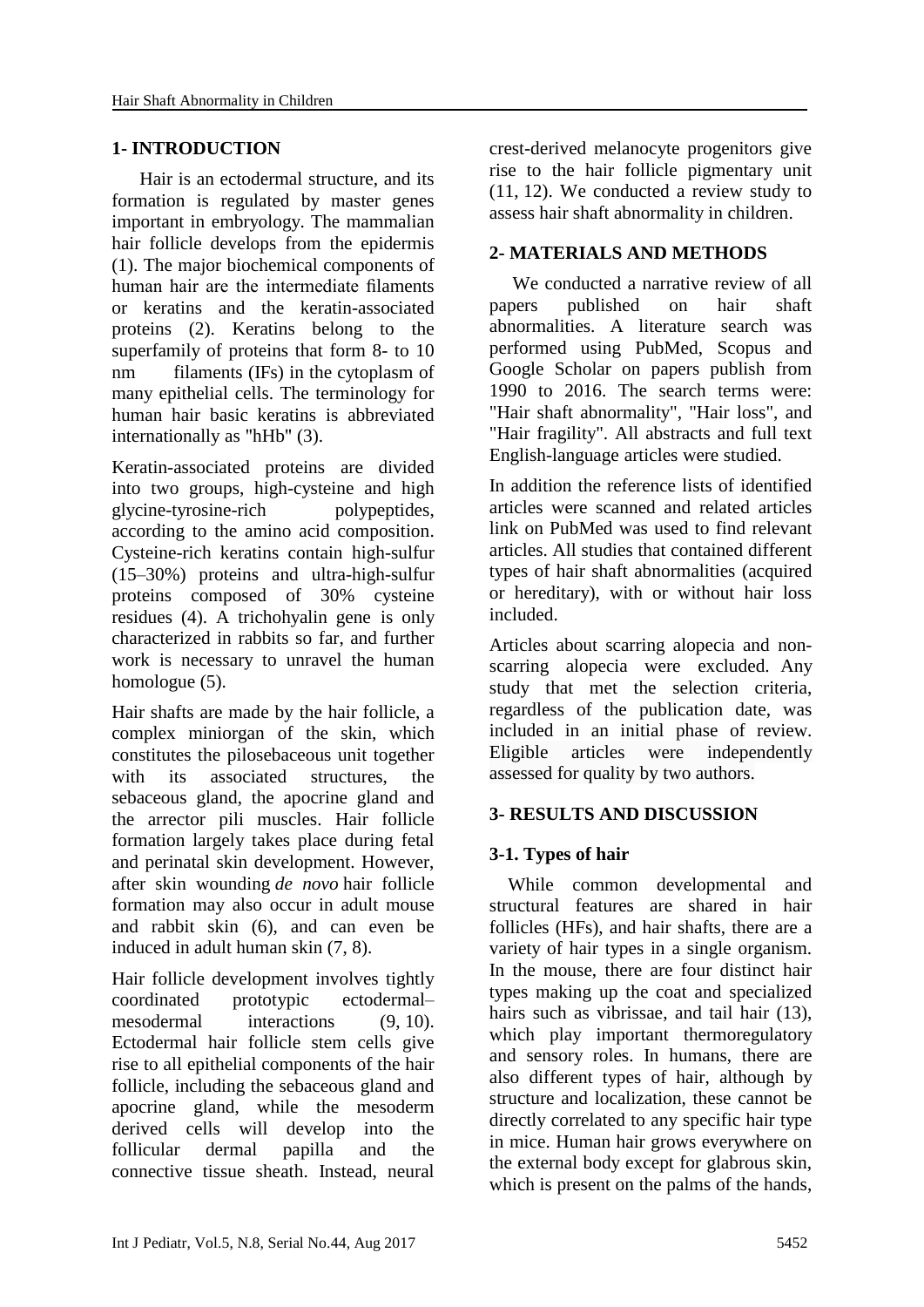## 1- INTRODUCTION

Hair is an ectodermal structure, and its formation is regulated by master genes important in embryology. The mammalian hair follicle develops from the epidermis (1). The major biochemical components of human hair are the intermediate filaments or keratins and the keratin-associated proteins (2). Keratins belong to the superfamily of proteins that form 8- to 10 nm filaments (IFs) in the cytoplasm of many epithelial cells. The terminology for human hair basic keratins is abbreviated internationally as "hHb" (3).

Keratin-associated proteins are divided into two groups, high-cysteine and high glycine-tyrosine-rich polypeptides, according to the amino acid composition. Cysteine-rich keratins contain high-sulfur (15–30%) proteins and ultra-high-sulfur proteins composed of 30% cysteine residues (4). A trichohyalin gene is only characterized in rabbits so far, and further work is necessary to unravel the human homologue (5).

Hair shafts are made by the hair follicle, a complex miniorgan of the skin, which constitutes the pilosebaceous unit together with its associated structures, the sebaceous gland, the apocrine gland and the arrector pili muscles. Hair follicle formation largely takes place during fetal and perinatal skin development. However, after skin wounding *de novo* hair follicle formation may also occur in adult mouse and rabbit skin (6), and can even be induced in adult human skin (7, 8).

Hair follicle development involves tightly coordinated prototypic ectodermal–mesodermal interactions (9, 10). Ectodermal hair follicle stem cells give rise to all epithelial components of the hair follicle, including the sebaceous gland and apocrine gland, while the mesoderm derived cells will develop into the follicular dermal papilla and the connective tissue sheath. Instead, neural crest-derived melanocyte progenitors give rise to the hair follicle pigmentary unit (11, 12). We conducted a review study to assess hair shaft abnormality in children.

## 2- MATERIALS AND METHODS

We conducted a narrative review of all papers published on hair shaft abnormalities. A literature search was performed using PubMed, Scopus and Google Scholar on papers publish from 1990 to 2016. The search terms were: "Hair shaft abnormality", "Hair loss", and "Hair fragility". All abstracts and full text English-language articles were studied.

In addition the reference lists of identified articles were scanned and related articles link on PubMed was used to find relevant articles. All studies that contained different types of hair shaft abnormalities (acquired or hereditary), with or without hair loss included.

Articles about scarring alopecia and non-scarring alopecia were excluded. Any study that met the selection criteria, regardless of the publication date, was included in an initial phase of review. Eligible articles were independently assessed for quality by two authors.

## 3- RESULTS AND DISCUSSION

### 3-1. Types of hair

While common developmental and structural features are shared in hair follicles (HFs), and hair shafts, there are a variety of hair types in a single organism. In the mouse, there are four distinct hair types making up the coat and specialized hairs such as vibrissae, and tail hair (13), which play important thermoregulatory and sensory roles. In humans, there are also different types of hair, although by structure and localization, these cannot be directly correlated to any specific hair type in mice. Human hair grows everywhere on the external body except for glabrous skin, which is present on the palms of the hands,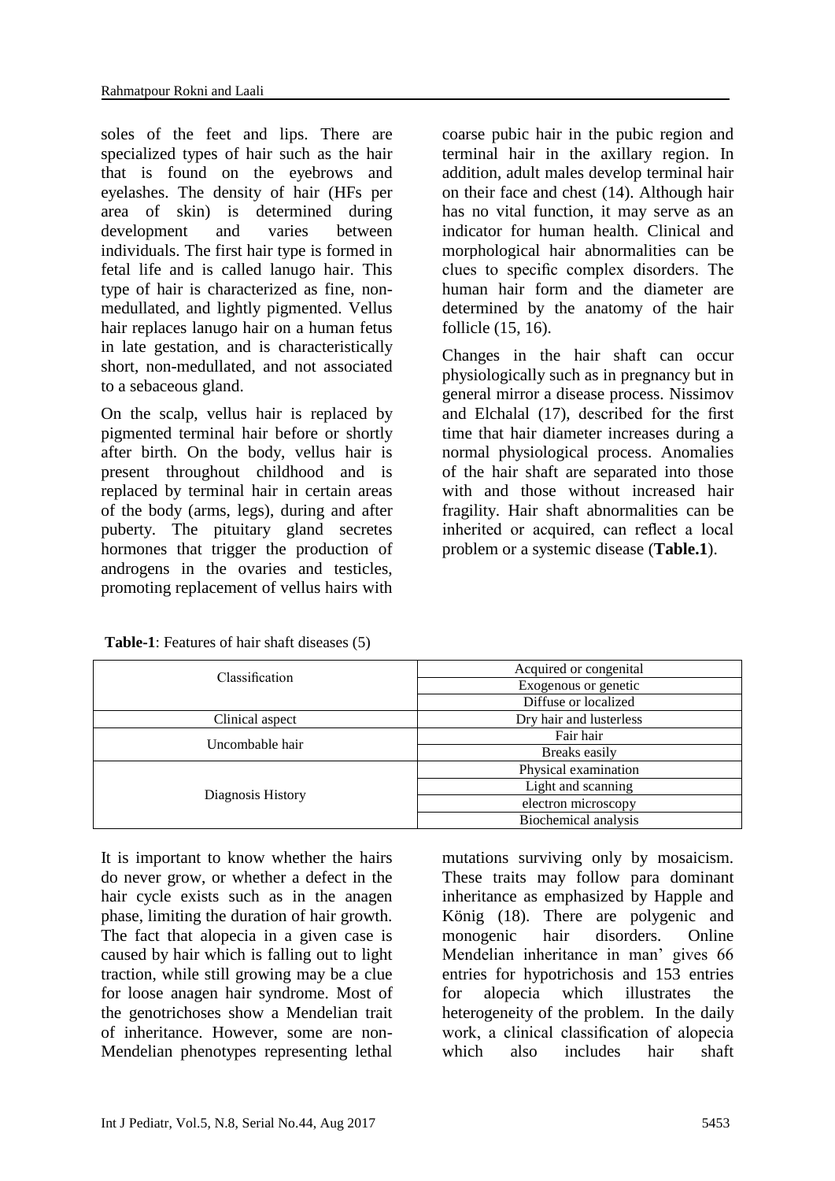soles of the feet and lips. There are specialized types of hair such as the hair that is found on the eyebrows and eyelashes. The density of hair (HFs per area of skin) is determined during development and varies between individuals. The first hair type is formed in fetal life and is called lanugo hair. This type of hair is characterized as fine, non-medullated, and lightly pigmented. Vellus hair replaces lanugo hair on a human fetus in late gestation, and is characteristically short, non-medullated, and not associated to a sebaceous gland.

On the scalp, vellus hair is replaced by pigmented terminal hair before or shortly after birth. On the body, vellus hair is present throughout childhood and is replaced by terminal hair in certain areas of the body (arms, legs), during and after puberty. The pituitary gland secretes hormones that trigger the production of androgens in the ovaries and testicles, promoting replacement of vellus hairs with coarse pubic hair in the pubic region and terminal hair in the axillary region. In addition, adult males develop terminal hair on their face and chest (14). Although hair has no vital function, it may serve as an indicator for human health. Clinical and morphological hair abnormalities can be clues to specific complex disorders. The human hair form and the diameter are determined by the anatomy of the hair follicle (15, 16).

Changes in the hair shaft can occur physiologically such as in pregnancy but in general mirror a disease process. Nissimov and Elchalal (17), described for the first time that hair diameter increases during a normal physiological process. Anomalies of the hair shaft are separated into those with and those without increased hair fragility. Hair shaft abnormalities can be inherited or acquired, can reflect a local problem or a systemic disease (**Table.1**).

**Table-1**: Features of hair shaft diseases (5)

| Classification | Acquired or congenital |
|---|---|
| | Exogenous or genetic |
| | Diffuse or localized |
| Clinical aspect | Dry hair and lusterless |
| Uncombable hair | Fair hair |
| | Breaks easily |
| Diagnosis History | Physical examination |
| | Light and scanning |
| | electron microscopy |
| | Biochemical analysis |

It is important to know whether the hairs do never grow, or whether a defect in the hair cycle exists such as in the anagen phase, limiting the duration of hair growth. The fact that alopecia in a given case is caused by hair which is falling out to light traction, while still growing may be a clue for loose anagen hair syndrome. Most of the genotrichoses show a Mendelian trait of inheritance. However, some are non-Mendelian phenotypes representing lethal mutations surviving only by mosaicism. These traits may follow para dominant inheritance as emphasized by Happle and König (18). There are polygenic and monogenic hair disorders. Online Mendelian inheritance in man' gives 66 entries for hypotrichosis and 153 entries for alopecia which illustrates the heterogeneity of the problem. In the daily work, a clinical classification of alopecia which also includes hair shaft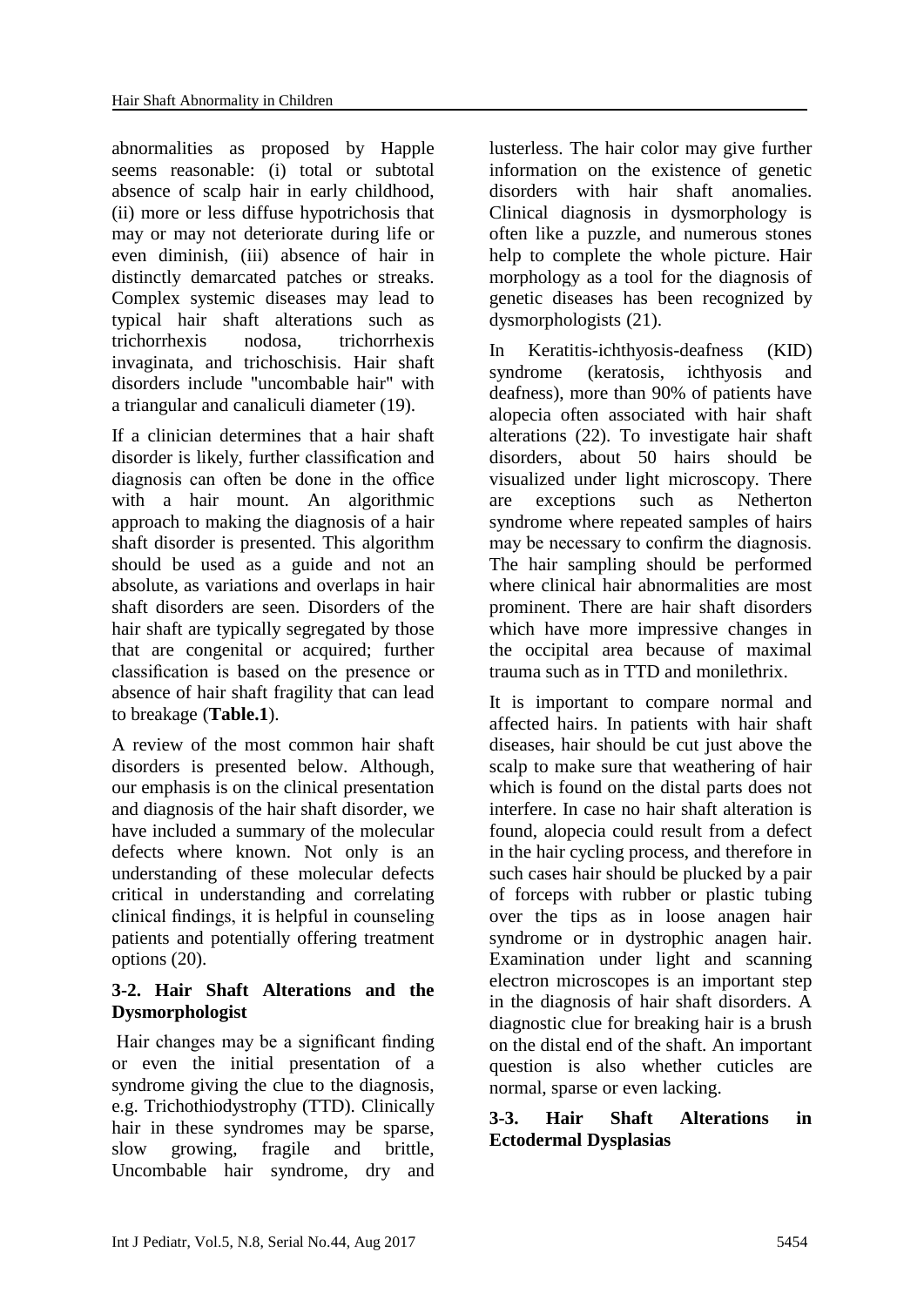abnormalities as proposed by Happle seems reasonable: (i) total or subtotal absence of scalp hair in early childhood, (ii) more or less diffuse hypotrichosis that may or may not deteriorate during life or even diminish, (iii) absence of hair in distinctly demarcated patches or streaks. Complex systemic diseases may lead to typical hair shaft alterations such as trichorrhexis nodosa, trichorrhexis invaginata, and trichoschisis. Hair shaft disorders include "uncombable hair" with a triangular and canaliculi diameter (19).

If a clinician determines that a hair shaft disorder is likely, further classification and diagnosis can often be done in the office with a hair mount. An algorithmic approach to making the diagnosis of a hair shaft disorder is presented. This algorithm should be used as a guide and not an absolute, as variations and overlaps in hair shaft disorders are seen. Disorders of the hair shaft are typically segregated by those that are congenital or acquired; further classification is based on the presence or absence of hair shaft fragility that can lead to breakage (**Table.1**).

A review of the most common hair shaft disorders is presented below. Although, our emphasis is on the clinical presentation and diagnosis of the hair shaft disorder, we have included a summary of the molecular defects where known. Not only is an understanding of these molecular defects critical in understanding and correlating clinical findings, it is helpful in counseling patients and potentially offering treatment options (20).

### 3-2. Hair Shaft Alterations and the Dysmorphologist

Hair changes may be a significant finding or even the initial presentation of a syndrome giving the clue to the diagnosis, e.g. Trichothiodystrophy (TTD). Clinically hair in these syndromes may be sparse, slow growing, fragile and brittle, Uncombable hair syndrome, dry and lusterless. The hair color may give further information on the existence of genetic disorders with hair shaft anomalies. Clinical diagnosis in dysmorphology is often like a puzzle, and numerous stones help to complete the whole picture. Hair morphology as a tool for the diagnosis of genetic diseases has been recognized by dysmorphologists (21).

In Keratitis-ichthyosis-deafness (KID) syndrome (keratosis, ichthyosis and deafness), more than 90% of patients have alopecia often associated with hair shaft alterations (22). To investigate hair shaft disorders, about 50 hairs should be visualized under light microscopy. There are exceptions such as Netherton syndrome where repeated samples of hairs may be necessary to confirm the diagnosis. The hair sampling should be performed where clinical hair abnormalities are most prominent. There are hair shaft disorders which have more impressive changes in the occipital area because of maximal trauma such as in TTD and monilethrix.

It is important to compare normal and affected hairs. In patients with hair shaft diseases, hair should be cut just above the scalp to make sure that weathering of hair which is found on the distal parts does not interfere. In case no hair shaft alteration is found, alopecia could result from a defect in the hair cycling process, and therefore in such cases hair should be plucked by a pair of forceps with rubber or plastic tubing over the tips as in loose anagen hair syndrome or in dystrophic anagen hair. Examination under light and scanning electron microscopes is an important step in the diagnosis of hair shaft disorders. A diagnostic clue for breaking hair is a brush on the distal end of the shaft. An important question is also whether cuticles are normal, sparse or even lacking.

### 3-3. Hair Shaft Alterations in Ectodermal Dysplasias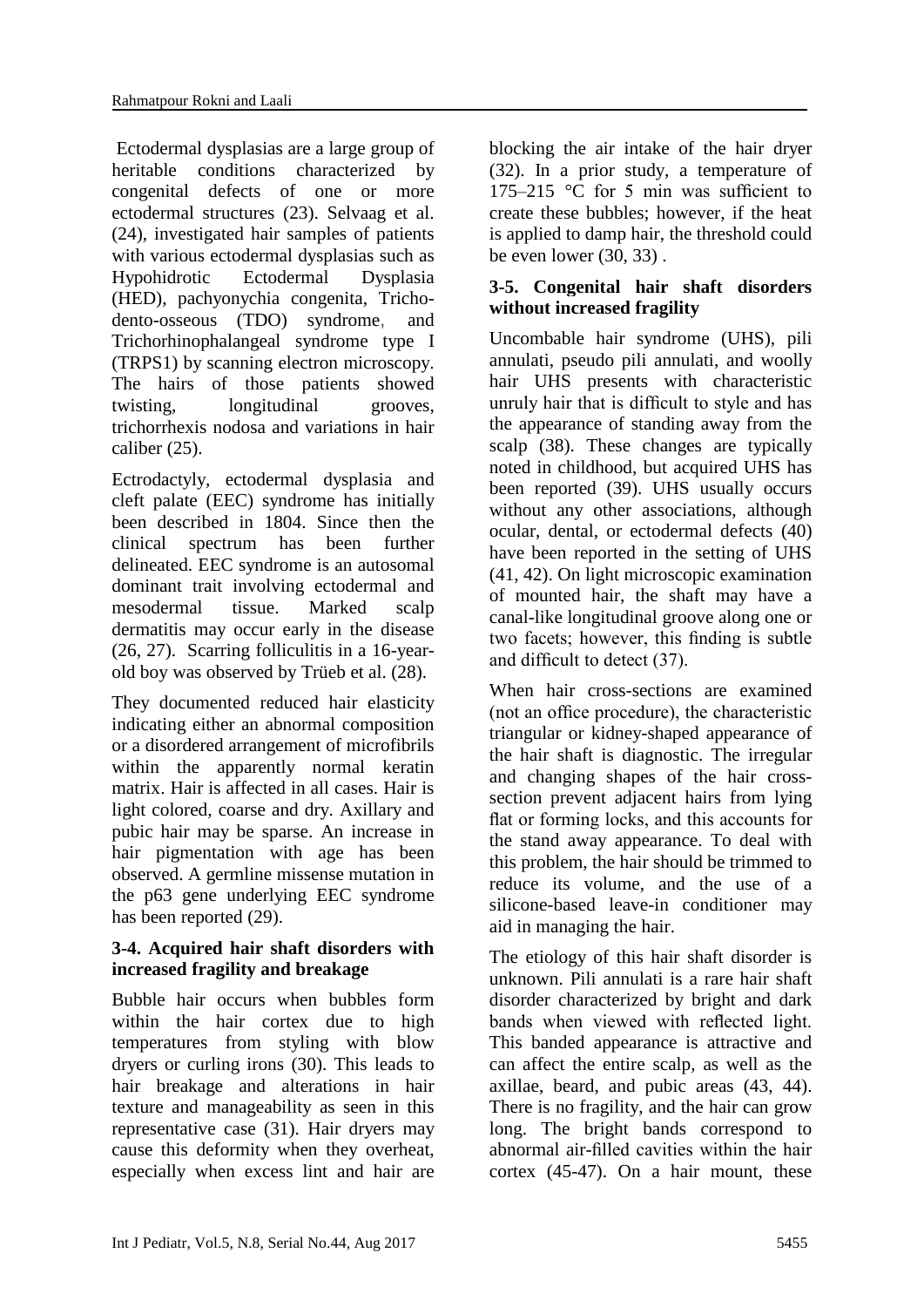Ectodermal dysplasias are a large group of heritable conditions characterized by congenital defects of one or more ectodermal structures (23). Selvaag et al. (24), investigated hair samples of patients with various ectodermal dysplasias such as Hypohidrotic Ectodermal Dysplasia (HED), pachyonychia congenita, Tricho-dento-osseous (TDO) syndrome, and Trichorhinophalangeal syndrome type I (TRPS1) by scanning electron microscopy. The hairs of those patients showed twisting, longitudinal grooves, trichorrhexis nodosa and variations in hair caliber (25).

Ectrodactyly, ectodermal dysplasia and cleft palate (EEC) syndrome has initially been described in 1804. Since then the clinical spectrum has been further delineated. EEC syndrome is an autosomal dominant trait involving ectodermal and mesodermal tissue. Marked scalp dermatitis may occur early in the disease (26, 27). Scarring folliculitis in a 16-year-old boy was observed by Trüeb et al. (28).

They documented reduced hair elasticity indicating either an abnormal composition or a disordered arrangement of microfibrils within the apparently normal keratin matrix. Hair is affected in all cases. Hair is light colored, coarse and dry. Axillary and pubic hair may be sparse. An increase in hair pigmentation with age has been observed. A germline missense mutation in the p63 gene underlying EEC syndrome has been reported (29).

### 3-4. Acquired hair shaft disorders with increased fragility and breakage

Bubble hair occurs when bubbles form within the hair cortex due to high temperatures from styling with blow dryers or curling irons (30). This leads to hair breakage and alterations in hair texture and manageability as seen in this representative case (31). Hair dryers may cause this deformity when they overheat, especially when excess lint and hair are blocking the air intake of the hair dryer (32). In a prior study, a temperature of 175–215 °C for 5 min was sufficient to create these bubbles; however, if the heat is applied to damp hair, the threshold could be even lower (30, 33) .

### 3-5. Congenital hair shaft disorders without increased fragility

Uncombable hair syndrome (UHS), pili annulati, pseudo pili annulati, and woolly hair UHS presents with characteristic unruly hair that is difficult to style and has the appearance of standing away from the scalp (38). These changes are typically noted in childhood, but acquired UHS has been reported (39). UHS usually occurs without any other associations, although ocular, dental, or ectodermal defects (40) have been reported in the setting of UHS (41, 42). On light microscopic examination of mounted hair, the shaft may have a canal-like longitudinal groove along one or two facets; however, this finding is subtle and difficult to detect (37).

When hair cross-sections are examined (not an office procedure), the characteristic triangular or kidney-shaped appearance of the hair shaft is diagnostic. The irregular and changing shapes of the hair cross-section prevent adjacent hairs from lying flat or forming locks, and this accounts for the stand away appearance. To deal with this problem, the hair should be trimmed to reduce its volume, and the use of a silicone-based leave-in conditioner may aid in managing the hair.

The etiology of this hair shaft disorder is unknown. Pili annulati is a rare hair shaft disorder characterized by bright and dark bands when viewed with reflected light. This banded appearance is attractive and can affect the entire scalp, as well as the axillae, beard, and pubic areas (43, 44). There is no fragility, and the hair can grow long. The bright bands correspond to abnormal air-filled cavities within the hair cortex (45-47). On a hair mount, these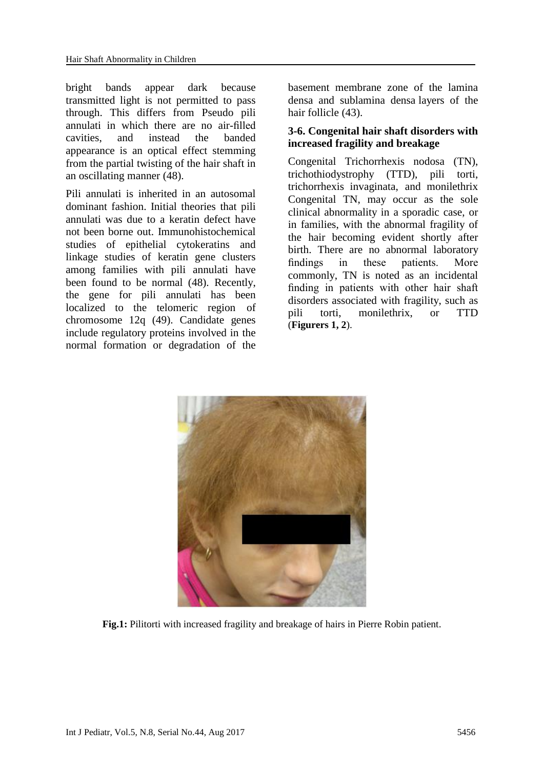bright bands appear dark because transmitted light is not permitted to pass through. This differs from Pseudo pili annulati in which there are no air-filled cavities, and instead the banded appearance is an optical effect stemming from the partial twisting of the hair shaft in an oscillating manner (48).

Pili annulati is inherited in an autosomal dominant fashion. Initial theories that pili annulati was due to a keratin defect have not been borne out. Immunohistochemical studies of epithelial cytokeratins and linkage studies of keratin gene clusters among families with pili annulati have been found to be normal (48). Recently, the gene for pili annulati has been localized to the telomeric region of chromosome 12q (49). Candidate genes include regulatory proteins involved in the normal formation or degradation of the basement membrane zone of the lamina densa and sublamina densa layers of the hair follicle (43).

### 3-6. Congenital hair shaft disorders with increased fragility and breakage

Congenital Trichorrhexis nodosa (TN), trichothiodystrophy (TTD), pili torti, trichorrhexis invaginata, and monilethrix Congenital TN, may occur as the sole clinical abnormality in a sporadic case, or in families, with the abnormal fragility of the hair becoming evident shortly after birth. There are no abnormal laboratory findings in these patients. More commonly, TN is noted as an incidental finding in patients with other hair shaft disorders associated with fragility, such as pili torti, monilethrix, or TTD (**Figurers 1, 2**).

**Fig.1:** Pilitorti with increased fragility and breakage of hairs in Pierre Robin patient.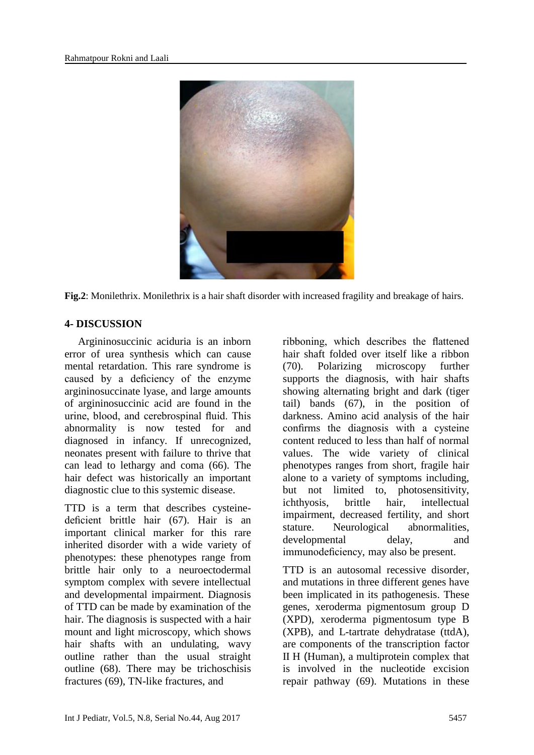**Fig.2**: Monilethrix. Monilethrix is a hair shaft disorder with increased fragility and breakage of hairs.

## 4- DISCUSSION

Argininosuccinic aciduria is an inborn error of urea synthesis which can cause mental retardation. This rare syndrome is caused by a deficiency of the enzyme argininosuccinate lyase, and large amounts of argininosuccinic acid are found in the urine, blood, and cerebrospinal fluid. This abnormality is now tested for and diagnosed in infancy. If unrecognized, neonates present with failure to thrive that can lead to lethargy and coma (66). The hair defect was historically an important diagnostic clue to this systemic disease.

TTD is a term that describes cysteine-deficient brittle hair (67). Hair is an important clinical marker for this rare inherited disorder with a wide variety of phenotypes: these phenotypes range from brittle hair only to a neuroectodermal symptom complex with severe intellectual and developmental impairment. Diagnosis of TTD can be made by examination of the hair. The diagnosis is suspected with a hair mount and light microscopy, which shows hair shafts with an undulating, wavy outline rather than the usual straight outline (68). There may be trichoschisis fractures (69), TN-like fractures, and ribboning, which describes the flattened hair shaft folded over itself like a ribbon (70). Polarizing microscopy further supports the diagnosis, with hair shafts showing alternating bright and dark (tiger tail) bands (67), in the position of darkness. Amino acid analysis of the hair confirms the diagnosis with a cysteine content reduced to less than half of normal values. The wide variety of clinical phenotypes ranges from short, fragile hair alone to a variety of symptoms including, but not limited to, photosensitivity, ichthyosis, brittle hair, intellectual impairment, decreased fertility, and short stature. Neurological abnormalities, developmental delay, and immunodeficiency, may also be present.

TTD is an autosomal recessive disorder, and mutations in three different genes have been implicated in its pathogenesis. These genes, xeroderma pigmentosum group D (XPD), xeroderma pigmentosum type B (XPB), and L-tartrate dehydratase (ttdA), are components of the transcription factor II H (Human), a multiprotein complex that is involved in the nucleotide excision repair pathway (69). Mutations in these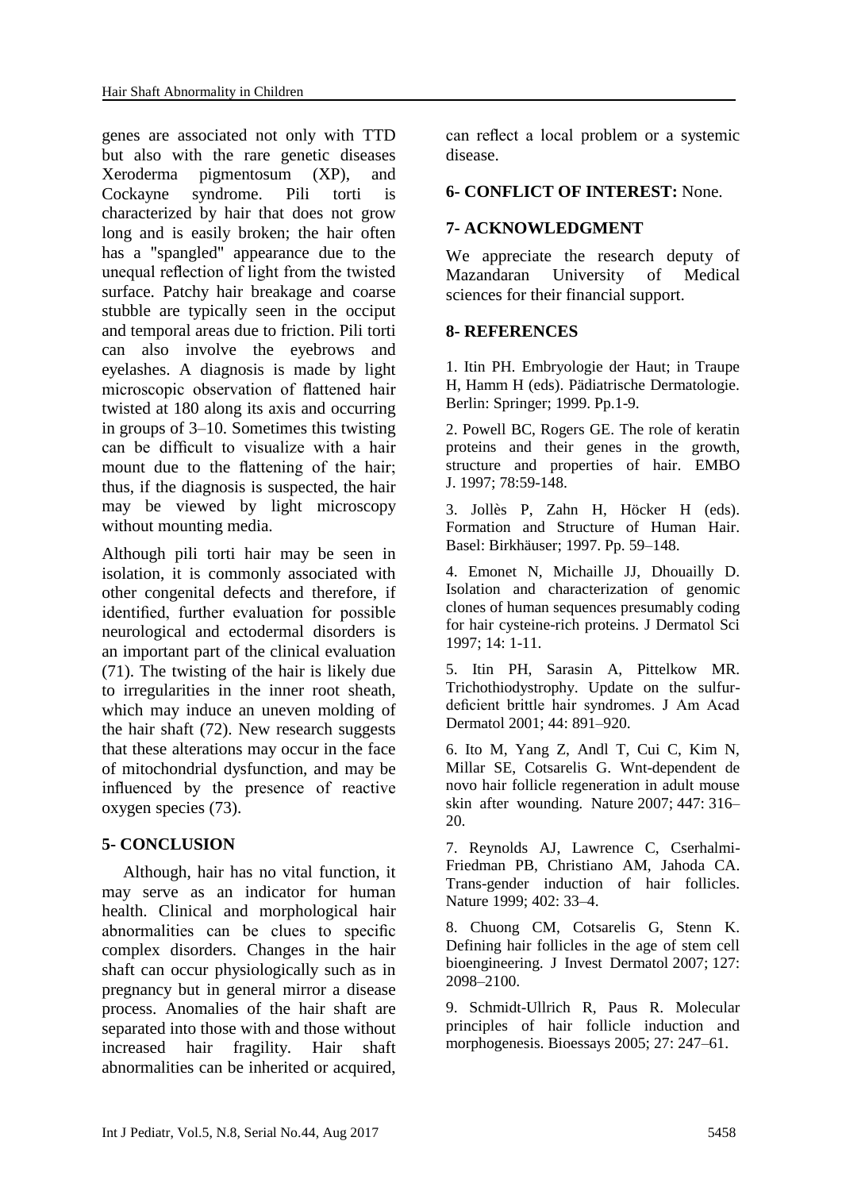genes are associated not only with TTD but also with the rare genetic diseases Xeroderma pigmentosum (XP), and Cockayne syndrome. Pili torti is characterized by hair that does not grow long and is easily broken; the hair often has a "spangled" appearance due to the unequal reflection of light from the twisted surface. Patchy hair breakage and coarse stubble are typically seen in the occiput and temporal areas due to friction. Pili torti can also involve the eyebrows and eyelashes. A diagnosis is made by light microscopic observation of flattened hair twisted at 180 along its axis and occurring in groups of 3–10. Sometimes this twisting can be difficult to visualize with a hair mount due to the flattening of the hair; thus, if the diagnosis is suspected, the hair may be viewed by light microscopy without mounting media.

Although pili torti hair may be seen in isolation, it is commonly associated with other congenital defects and therefore, if identified, further evaluation for possible neurological and ectodermal disorders is an important part of the clinical evaluation (71). The twisting of the hair is likely due to irregularities in the inner root sheath, which may induce an uneven molding of the hair shaft (72). New research suggests that these alterations may occur in the face of mitochondrial dysfunction, and may be influenced by the presence of reactive oxygen species (73).

## 5- CONCLUSION

Although, hair has no vital function, it may serve as an indicator for human health. Clinical and morphological hair abnormalities can be clues to specific complex disorders. Changes in the hair shaft can occur physiologically such as in pregnancy but in general mirror a disease process. Anomalies of the hair shaft are separated into those with and those without increased hair fragility. Hair shaft abnormalities can be inherited or acquired, can reflect a local problem or a systemic disease.

## 6- CONFLICT OF INTEREST: None.

## 7- ACKNOWLEDGMENT

We appreciate the research deputy of Mazandaran University of Medical sciences for their financial support.

## 8- REFERENCES

1. Itin PH. Embryologie der Haut; in Traupe H, Hamm H (eds). Pädiatrische Dermatologie. Berlin: Springer; 1999. Pp.1-9.

2. Powell BC, Rogers GE. The role of keratin proteins and their genes in the growth, structure and properties of hair. EMBO J. 1997; 78:59-148.

3. Jollès P, Zahn H, Höcker H (eds). Formation and Structure of Human Hair. Basel: Birkhäuser; 1997. Pp. 59–148.

4. Emonet N, Michaille JJ, Dhouailly D. Isolation and characterization of genomic clones of human sequences presumably coding for hair cysteine-rich proteins. J Dermatol Sci 1997; 14: 1-11.

5. Itin PH, Sarasin A, Pittelkow MR. Trichothiodystrophy. Update on the sulfur-deficient brittle hair syndromes. J Am Acad Dermatol 2001; 44: 891–920.

6. Ito M, Yang Z, Andl T, Cui C, Kim N, Millar SE, Cotsarelis G. Wnt-dependent de novo hair follicle regeneration in adult mouse skin after wounding. Nature 2007; 447: 316–20.

7. Reynolds AJ, Lawrence C, Cserhalmi-Friedman PB, Christiano AM, Jahoda CA. Trans-gender induction of hair follicles. Nature 1999; 402: 33–4.

8. Chuong CM, Cotsarelis G, Stenn K. Defining hair follicles in the age of stem cell bioengineering. J Invest Dermatol 2007; 127: 2098–2100.

9. Schmidt-Ullrich R, Paus R. Molecular principles of hair follicle induction and morphogenesis. Bioessays 2005; 27: 247–61.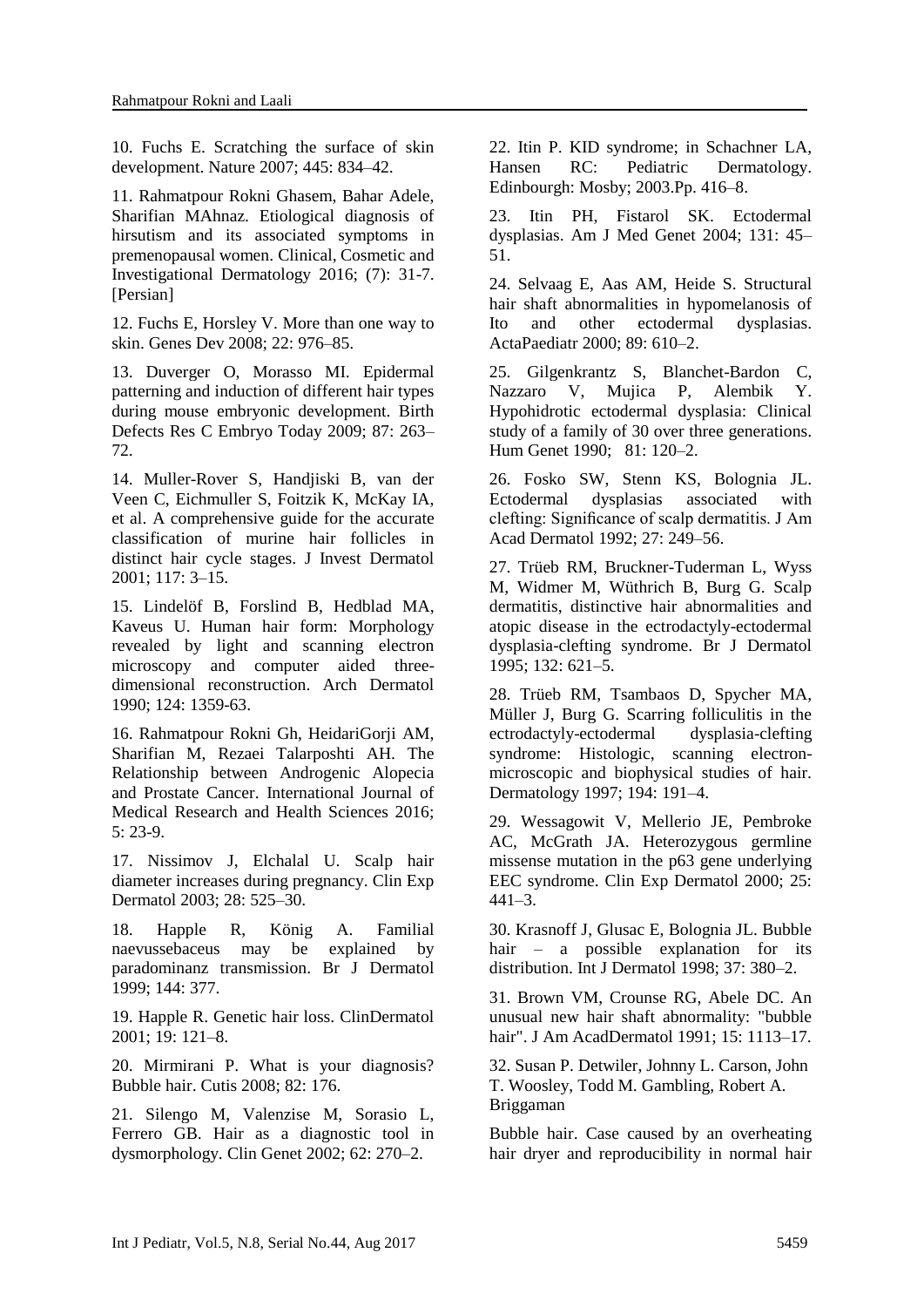10. Fuchs E. Scratching the surface of skin development. Nature 2007; 445: 834–42.

11. Rahmatpour Rokni Ghasem, Bahar Adele, Sharifian MAhnaz. Etiological diagnosis of hirsutism and its associated symptoms in premenopausal women. Clinical, Cosmetic and Investigational Dermatology 2016; (7): 31-7. [Persian]

12. Fuchs E, Horsley V. More than one way to skin. Genes Dev 2008; 22: 976–85.

13. Duverger O, Morasso MI. Epidermal patterning and induction of different hair types during mouse embryonic development. Birth Defects Res C Embryo Today 2009; 87: 263–72.

14. Muller-Rover S, Handjiski B, van der Veen C, Eichmuller S, Foitzik K, McKay IA, et al. A comprehensive guide for the accurate classification of murine hair follicles in distinct hair cycle stages. J Invest Dermatol 2001; 117: 3–15.

15. Lindelöf B, Forslind B, Hedblad MA, Kaveus U. Human hair form: Morphology revealed by light and scanning electron microscopy and computer aided three-dimensional reconstruction. Arch Dermatol 1990; 124: 1359-63.

16. Rahmatpour Rokni Gh, HeidariGorji AM, Sharifian M, Rezaei Talarposhti AH. The Relationship between Androgenic Alopecia and Prostate Cancer. International Journal of Medical Research and Health Sciences 2016; 5: 23-9.

17. Nissimov J, Elchalal U. Scalp hair diameter increases during pregnancy. Clin Exp Dermatol 2003; 28: 525–30.

18. Happle R, König A. Familial naevussebaceus may be explained by paradominanz transmission. Br J Dermatol 1999; 144: 377.

19. Happle R. Genetic hair loss. ClinDermatol 2001; 19: 121–8.

20. Mirmirani P. What is your diagnosis? Bubble hair. Cutis 2008; 82: 176.

21. Silengo M, Valenzise M, Sorasio L, Ferrero GB. Hair as a diagnostic tool in dysmorphology. Clin Genet 2002; 62: 270–2.

22. Itin P. KID syndrome; in Schachner LA, Hansen RC: Pediatric Dermatology. Edinbourgh: Mosby; 2003.Pp. 416–8.

23. Itin PH, Fistarol SK. Ectodermal dysplasias. Am J Med Genet 2004; 131: 45–51.

24. Selvaag E, Aas AM, Heide S. Structural hair shaft abnormalities in hypomelanosis of Ito and other ectodermal dysplasias. ActaPaediatr 2000; 89: 610–2.

25. Gilgenkrantz S, Blanchet-Bardon C, Nazzaro V, Mujica P, Alembik Y. Hypohidrotic ectodermal dysplasia: Clinical study of a family of 30 over three generations. Hum Genet 1990; 81: 120–2.

26. Fosko SW, Stenn KS, Bolognia JL. Ectodermal dysplasias associated with clefting: Significance of scalp dermatitis. J Am Acad Dermatol 1992; 27: 249–56.

27. Trüeb RM, Bruckner-Tuderman L, Wyss M, Widmer M, Wüthrich B, Burg G. Scalp dermatitis, distinctive hair abnormalities and atopic disease in the ectrodactyly-ectodermal dysplasia-clefting syndrome. Br J Dermatol 1995; 132: 621–5.

28. Trüeb RM, Tsambaos D, Spycher MA, Müller J, Burg G. Scarring folliculitis in the ectrodactyly-ectodermal dysplasia-clefting syndrome: Histologic, scanning electron-microscopic and biophysical studies of hair. Dermatology 1997; 194: 191–4.

29. Wessagowit V, Mellerio JE, Pembroke AC, McGrath JA. Heterozygous germline missense mutation in the p63 gene underlying EEC syndrome. Clin Exp Dermatol 2000; 25: 441–3.

30. Krasnoff J, Glusac E, Bolognia JL. Bubble hair – a possible explanation for its distribution. Int J Dermatol 1998; 37: 380–2.

31. Brown VM, Crounse RG, Abele DC. An unusual new hair shaft abnormality: "bubble hair". J Am AcadDermatol 1991; 15: 1113–17.

32. Susan P. Detwiler, Johnny L. Carson, John T. Woosley, Todd M. Gambling, Robert A. Briggaman

Bubble hair. Case caused by an overheating hair dryer and reproducibility in normal hair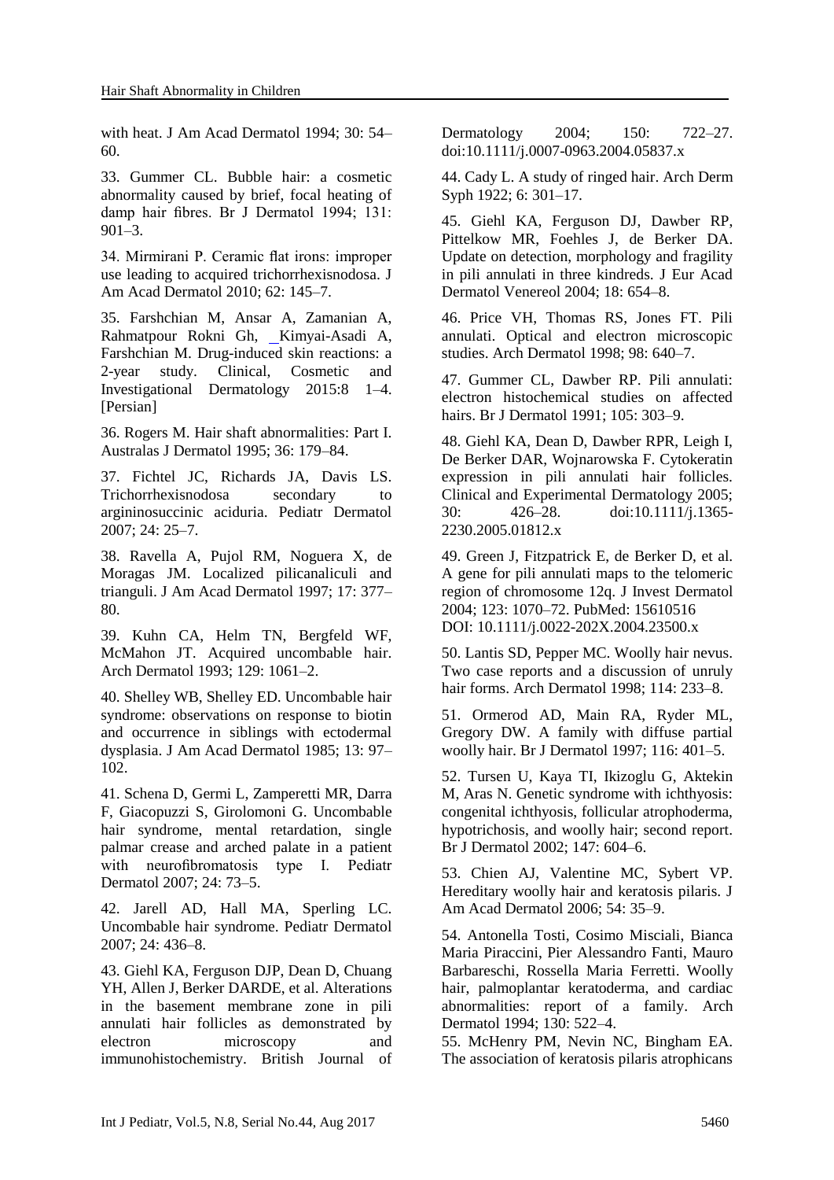with heat. J Am Acad Dermatol 1994; 30: 54–60.

33. Gummer CL. Bubble hair: a cosmetic abnormality caused by brief, focal heating of damp hair fibres. Br J Dermatol 1994; 131: 901–3.

34. Mirmirani P. Ceramic flat irons: improper use leading to acquired trichorrhexisnodosa. J Am Acad Dermatol 2010; 62: 145–7.

35. Farshchian M, Ansar A, Zamanian A, Rahmatpour Rokni Gh, _Kimyai-Asadi A, Farshchian M. Drug-induced skin reactions: a 2-year study. Clinical, Cosmetic and Investigational Dermatology 2015:8 1–4. [Persian]

36. Rogers M. Hair shaft abnormalities: Part I. Australas J Dermatol 1995; 36: 179–84.

37. Fichtel JC, Richards JA, Davis LS. Trichorrhexisnodosa secondary to argininosuccinic aciduria. Pediatr Dermatol 2007; 24: 25–7.

38. Ravella A, Pujol RM, Noguera X, de Moragas JM. Localized pilicanaliculi and trianguli. J Am Acad Dermatol 1997; 17: 377–80.

39. Kuhn CA, Helm TN, Bergfeld WF, McMahon JT. Acquired uncombable hair. Arch Dermatol 1993; 129: 1061–2.

40. Shelley WB, Shelley ED. Uncombable hair syndrome: observations on response to biotin and occurrence in siblings with ectodermal dysplasia. J Am Acad Dermatol 1985; 13: 97–102.

41. Schena D, Germi L, Zamperetti MR, Darra F, Giacopuzzi S, Girolomoni G. Uncombable hair syndrome, mental retardation, single palmar crease and arched palate in a patient with neurofibromatosis type I. Pediatr Dermatol 2007; 24: 73–5.

42. Jarell AD, Hall MA, Sperling LC. Uncombable hair syndrome. Pediatr Dermatol 2007; 24: 436–8.

43. Giehl KA, Ferguson DJP, Dean D, Chuang YH, Allen J, Berker DARDE, et al. Alterations in the basement membrane zone in pili annulati hair follicles as demonstrated by electron microscopy and immunohistochemistry. British Journal of Dermatology 2004; 150: 722–27. doi:10.1111/j.0007-0963.2004.05837.x

44. Cady L. A study of ringed hair. Arch Derm Syph 1922; 6: 301–17.

45. Giehl KA, Ferguson DJ, Dawber RP, Pittelkow MR, Foehles J, de Berker DA. Update on detection, morphology and fragility in pili annulati in three kindreds. J Eur Acad Dermatol Venereol 2004; 18: 654–8.

46. Price VH, Thomas RS, Jones FT. Pili annulati. Optical and electron microscopic studies. Arch Dermatol 1998; 98: 640–7.

47. Gummer CL, Dawber RP. Pili annulati: electron histochemical studies on affected hairs. Br J Dermatol 1991; 105: 303–9.

48. Giehl KA, Dean D, Dawber RPR, Leigh I, De Berker DAR, Wojnarowska F. Cytokeratin expression in pili annulati hair follicles. Clinical and Experimental Dermatology 2005; 30: 426–28. doi:10.1111/j.1365-2230.2005.01812.x

49. Green J, Fitzpatrick E, de Berker D, et al. A gene for pili annulati maps to the telomeric region of chromosome 12q. J Invest Dermatol 2004; 123: 1070–72. PubMed: 15610516 DOI: 10.1111/j.0022-202X.2004.23500.x

50. Lantis SD, Pepper MC. Woolly hair nevus. Two case reports and a discussion of unruly hair forms. Arch Dermatol 1998; 114: 233–8.

51. Ormerod AD, Main RA, Ryder ML, Gregory DW. A family with diffuse partial woolly hair. Br J Dermatol 1997; 116: 401–5.

52. Tursen U, Kaya TI, Ikizoglu G, Aktekin M, Aras N. Genetic syndrome with ichthyosis: congenital ichthyosis, follicular atrophoderma, hypotrichosis, and woolly hair; second report. Br J Dermatol 2002; 147: 604–6.

53. Chien AJ, Valentine MC, Sybert VP. Hereditary woolly hair and keratosis pilaris. J Am Acad Dermatol 2006; 54: 35–9.

54. Antonella Tosti, Cosimo Misciali, Bianca Maria Piraccini, Pier Alessandro Fanti, Mauro Barbareschi, Rossella Maria Ferretti. Woolly hair, palmoplantar keratoderma, and cardiac abnormalities: report of a family. Arch Dermatol 1994; 130: 522–4.

55. McHenry PM, Nevin NC, Bingham EA. The association of keratosis pilaris atrophicans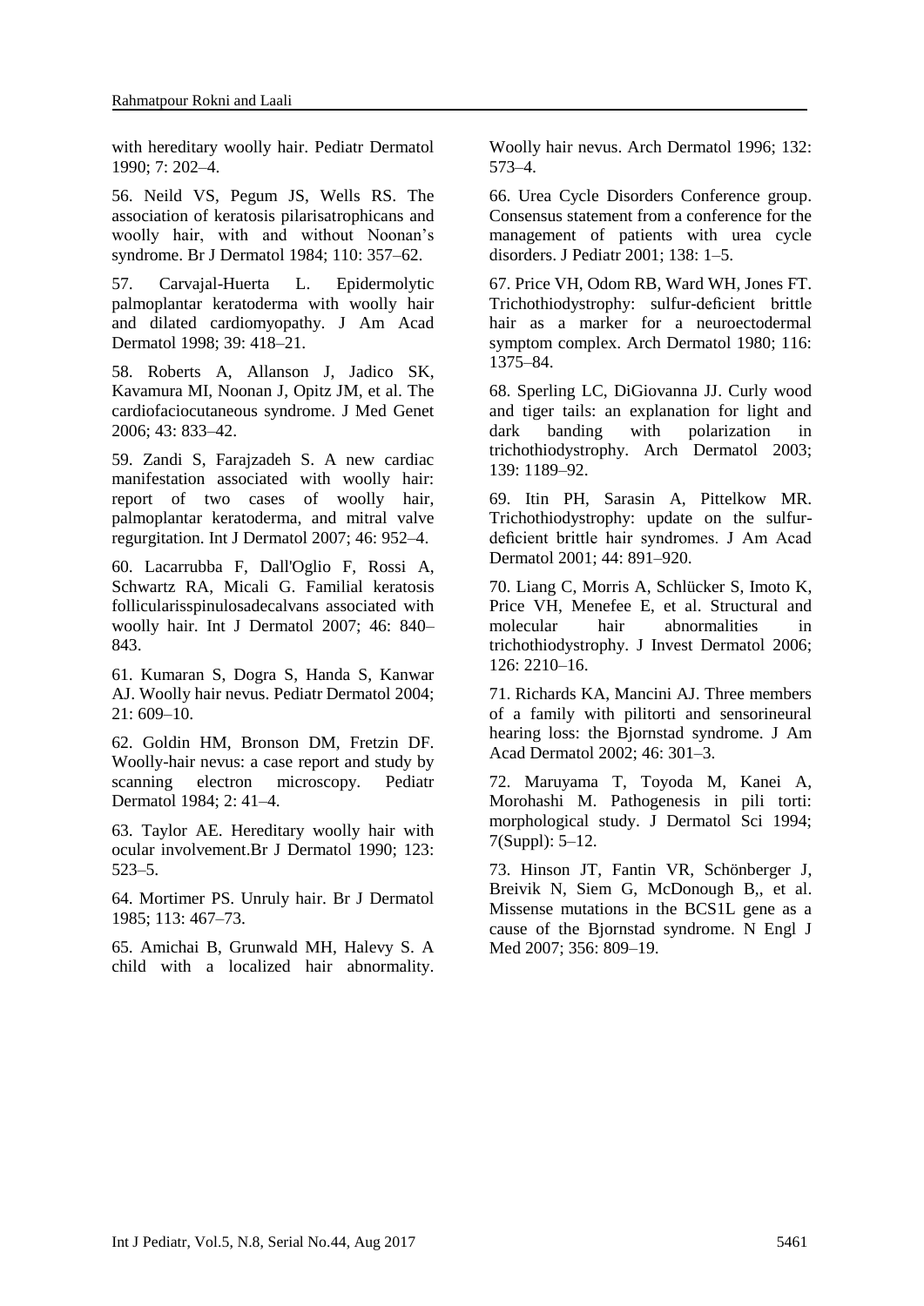with hereditary woolly hair. Pediatr Dermatol 1990; 7: 202–4.

56. Neild VS, Pegum JS, Wells RS. The association of keratosis pilarisatrophicans and woolly hair, with and without Noonan's syndrome. Br J Dermatol 1984; 110: 357–62.

57. Carvajal-Huerta L. Epidermolytic palmoplantar keratoderma with woolly hair and dilated cardiomyopathy. J Am Acad Dermatol 1998; 39: 418–21.

58. Roberts A, Allanson J, Jadico SK, Kavamura MI, Noonan J, Opitz JM, et al. The cardiofaciocutaneous syndrome. J Med Genet 2006; 43: 833–42.

59. Zandi S, Farajzadeh S. A new cardiac manifestation associated with woolly hair: report of two cases of woolly hair, palmoplantar keratoderma, and mitral valve regurgitation. Int J Dermatol 2007; 46: 952–4.

60. Lacarrubba F, Dall'Oglio F, Rossi A, Schwartz RA, Micali G. Familial keratosis follicularisspinulosadecalvans associated with woolly hair. Int J Dermatol 2007; 46: 840–843.

61. Kumaran S, Dogra S, Handa S, Kanwar AJ. Woolly hair nevus. Pediatr Dermatol 2004; 21: 609–10.

62. Goldin HM, Bronson DM, Fretzin DF. Woolly-hair nevus: a case report and study by scanning electron microscopy. Pediatr Dermatol 1984; 2: 41–4.

63. Taylor AE. Hereditary woolly hair with ocular involvement.Br J Dermatol 1990; 123: 523–5.

64. Mortimer PS. Unruly hair. Br J Dermatol 1985; 113: 467–73.

65. Amichai B, Grunwald MH, Halevy S. A child with a localized hair abnormality. Woolly hair nevus. Arch Dermatol 1996; 132: 573–4.

66. Urea Cycle Disorders Conference group. Consensus statement from a conference for the management of patients with urea cycle disorders. J Pediatr 2001; 138: 1–5.

67. Price VH, Odom RB, Ward WH, Jones FT. Trichothiodystrophy: sulfur-deficient brittle hair as a marker for a neuroectodermal symptom complex. Arch Dermatol 1980; 116: 1375–84.

68. Sperling LC, DiGiovanna JJ. Curly wood and tiger tails: an explanation for light and dark banding with polarization in trichothiodystrophy. Arch Dermatol 2003; 139: 1189–92.

69. Itin PH, Sarasin A, Pittelkow MR. Trichothiodystrophy: update on the sulfur-deficient brittle hair syndromes. J Am Acad Dermatol 2001; 44: 891–920.

70. Liang C, Morris A, Schlücker S, Imoto K, Price VH, Menefee E, et al. Structural and molecular hair abnormalities in trichothiodystrophy. J Invest Dermatol 2006; 126: 2210–16.

71. Richards KA, Mancini AJ. Three members of a family with pilitorti and sensorineural hearing loss: the Bjornstad syndrome. J Am Acad Dermatol 2002; 46: 301–3.

72. Maruyama T, Toyoda M, Kanei A, Morohashi M. Pathogenesis in pili torti: morphological study. J Dermatol Sci 1994; 7(Suppl): 5–12.

73. Hinson JT, Fantin VR, Schönberger J, Breivik N, Siem G, McDonough B,, et al. Missense mutations in the BCS1L gene as a cause of the Bjornstad syndrome. N Engl J Med 2007; 356: 809–19.